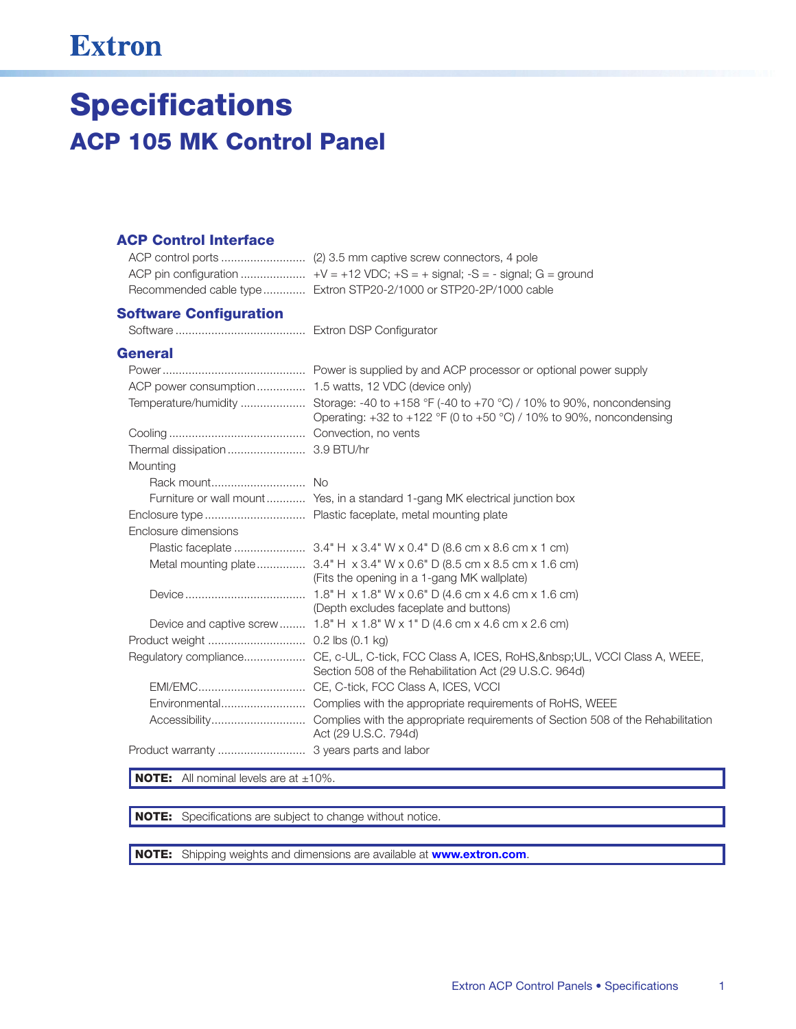Extron

# Specifications

## ACP 105 MK Control Panel

### ACP Control Interface

| | |
|---|---|
| ACP control ports | (2) 3.5 mm captive screw connectors, 4 pole |
| ACP pin configuration | +V = +12 VDC; +S = + signal; -S = - signal; G = ground |
| Recommended cable type | Extron STP20-2/1000 or STP20-2P/1000 cable |

### Software Configuration

| | |
|---|---|
| Software | Extron DSP Configurator |

### General

| | |
|---|---|
| Power | Power is supplied by and ACP processor or optional power supply |
| ACP power consumption | 1.5 watts, 12 VDC (device only) |
| Temperature/humidity | Storage: -40 to +158 °F (-40 to +70 °C) / 10% to 90%, noncondensing<br>Operating: +32 to +122 °F (0 to +50 °C) / 10% to 90%, noncondensing |
| Cooling | Convection, no vents |
| Thermal dissipation | 3.9 BTU/hr |
| Mounting | |
| Rack mount | No |
| Furniture or wall mount | Yes, in a standard 1-gang MK electrical junction box |
| Enclosure type | Plastic faceplate, metal mounting plate |
| Enclosure dimensions | |
| Plastic faceplate | 3.4" H x 3.4" W x 0.4" D (8.6 cm x 8.6 cm x 1 cm) |
| Metal mounting plate | 3.4" H x 3.4" W x 0.6" D (8.5 cm x 8.5 cm x 1.6 cm)<br>(Fits the opening in a 1-gang MK wallplate) |
| Device | 1.8" H x 1.8" W x 0.6" D (4.6 cm x 4.6 cm x 1.6 cm)<br>(Depth excludes faceplate and buttons) |
| Device and captive screw | 1.8" H x 1.8" W x 1" D (4.6 cm x 4.6 cm x 2.6 cm) |
| Product weight | 0.2 lbs (0.1 kg) |
| Regulatory compliance | CE, c-UL, C-tick, FCC Class A, ICES, RoHS,&nbsp;UL, VCCI Class A, WEEE, Section 508 of the Rehabilitation Act (29 U.S.C. 964d) |
| EMI/EMC | CE, C-tick, FCC Class A, ICES, VCCI |
| Environmental | Complies with the appropriate requirements of RoHS, WEEE |
| Accessibility | Complies with the appropriate requirements of Section 508 of the Rehabilitation Act (29 U.S.C. 794d) |
| Product warranty | 3 years parts and labor |

**NOTE:** All nominal levels are at ±10%.

**NOTE:** Specifications are subject to change without notice.

**NOTE:** Shipping weights and dimensions are available at **www.extron.com**.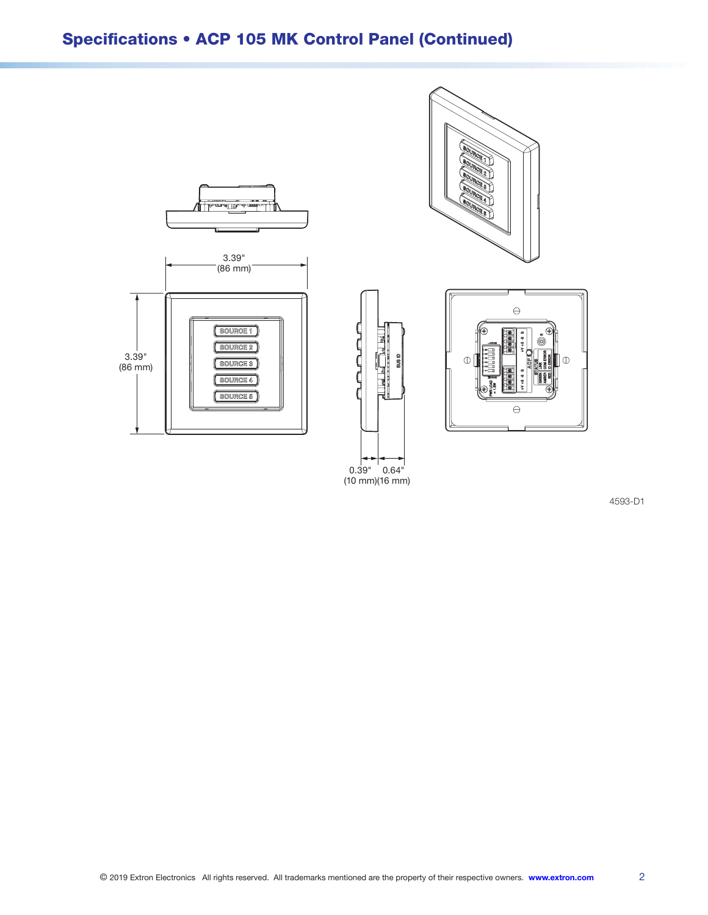# Specifications • ACP 105 MK Control Panel (Continued)

3.39"
(86 mm)

3.39"
(86 mm)

SOURCE 1
SOURCE 2
SOURCE 3
SOURCE 4
SOURCE 5

BUS ID

0.39"
(10 mm)

0.64"
(16 mm)

4593-D1

© 2019 Extron Electronics All rights reserved. All trademarks mentioned are the property of their respective owners. **www.extron.com**